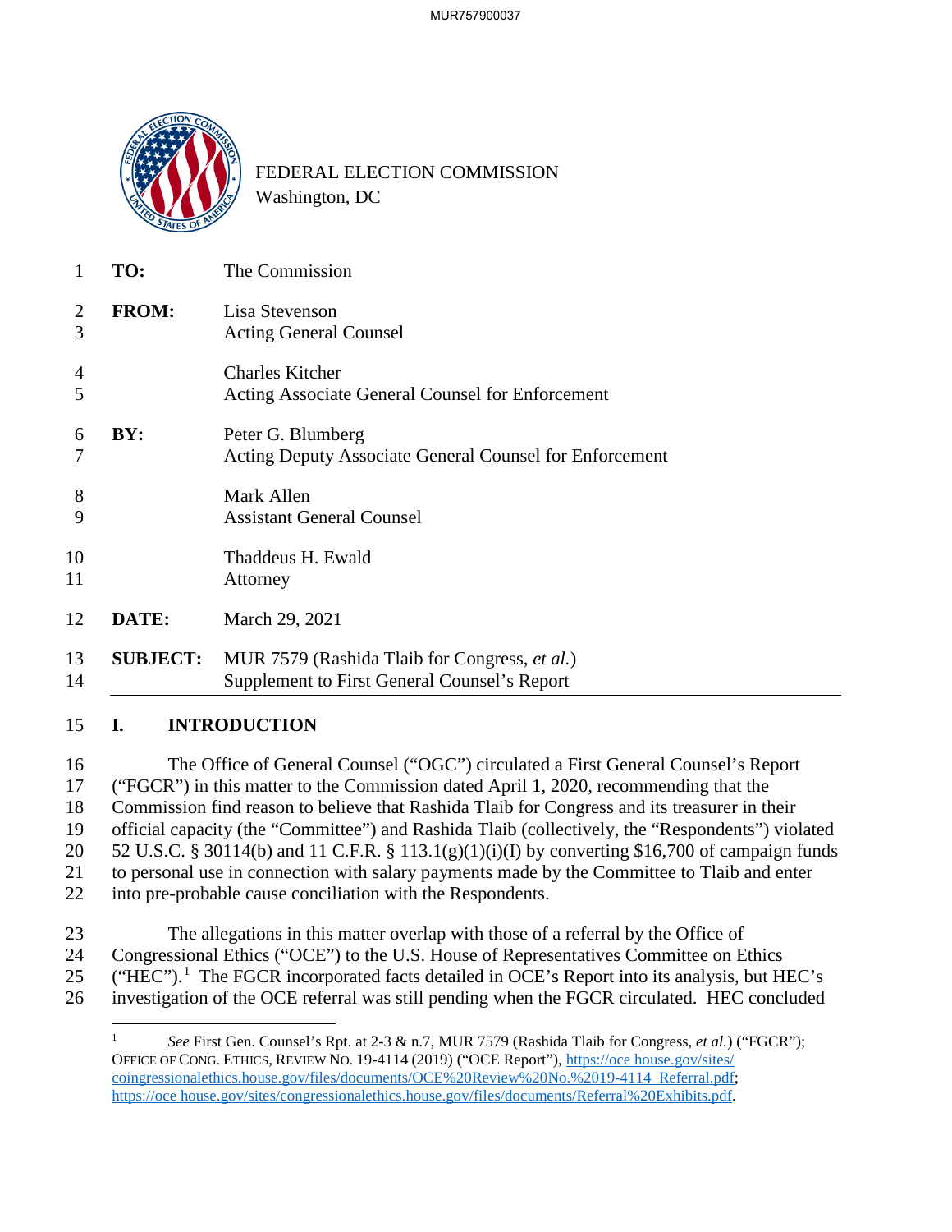FEDERAL ELECTION COMMISSION
Washington, DC

**TO:** The Commission

**FROM:** Lisa Stevenson
Acting General Counsel

Charles Kitcher
Acting Associate General Counsel for Enforcement

**BY:** Peter G. Blumberg
Acting Deputy Associate General Counsel for Enforcement

Mark Allen
Assistant General Counsel

Thaddeus H. Ewald
Attorney

**DATE:** March 29, 2021

**SUBJECT:** MUR 7579 (Rashida Tlaib for Congress, *et al.*)
Supplement to First General Counsel's Report

## I. INTRODUCTION

The Office of General Counsel ("OGC") circulated a First General Counsel's Report ("FGCR") in this matter to the Commission dated April 1, 2020, recommending that the Commission find reason to believe that Rashida Tlaib for Congress and its treasurer in their official capacity (the "Committee") and Rashida Tlaib (collectively, the "Respondents") violated 52 U.S.C. § 30114(b) and 11 C.F.R. § 113.1(g)(1)(i)(I) by converting $16,700 of campaign funds to personal use in connection with salary payments made by the Committee to Tlaib and enter into pre-probable cause conciliation with the Respondents.

The allegations in this matter overlap with those of a referral by the Office of Congressional Ethics ("OCE") to the U.S. House of Representatives Committee on Ethics ("HEC").[1] The FGCR incorporated facts detailed in OCE's Report into its analysis, but HEC's investigation of the OCE referral was still pending when the FGCR circulated. HEC concluded

[1] *See* First Gen. Counsel's Rpt. at 2-3 & n.7, MUR 7579 (Rashida Tlaib for Congress, *et al.*) ("FGCR"); OFFICE OF CONG. ETHICS, REVIEW NO. 19-4114 (2019) ("OCE Report"), https://oce house.gov/sites/coingressionalethics.house.gov/files/documents/OCE%20Review%20No.%2019-4114_Referral.pdf; https://oce house.gov/sites/congressionalethics.house.gov/files/documents/Referral%20Exhibits.pdf.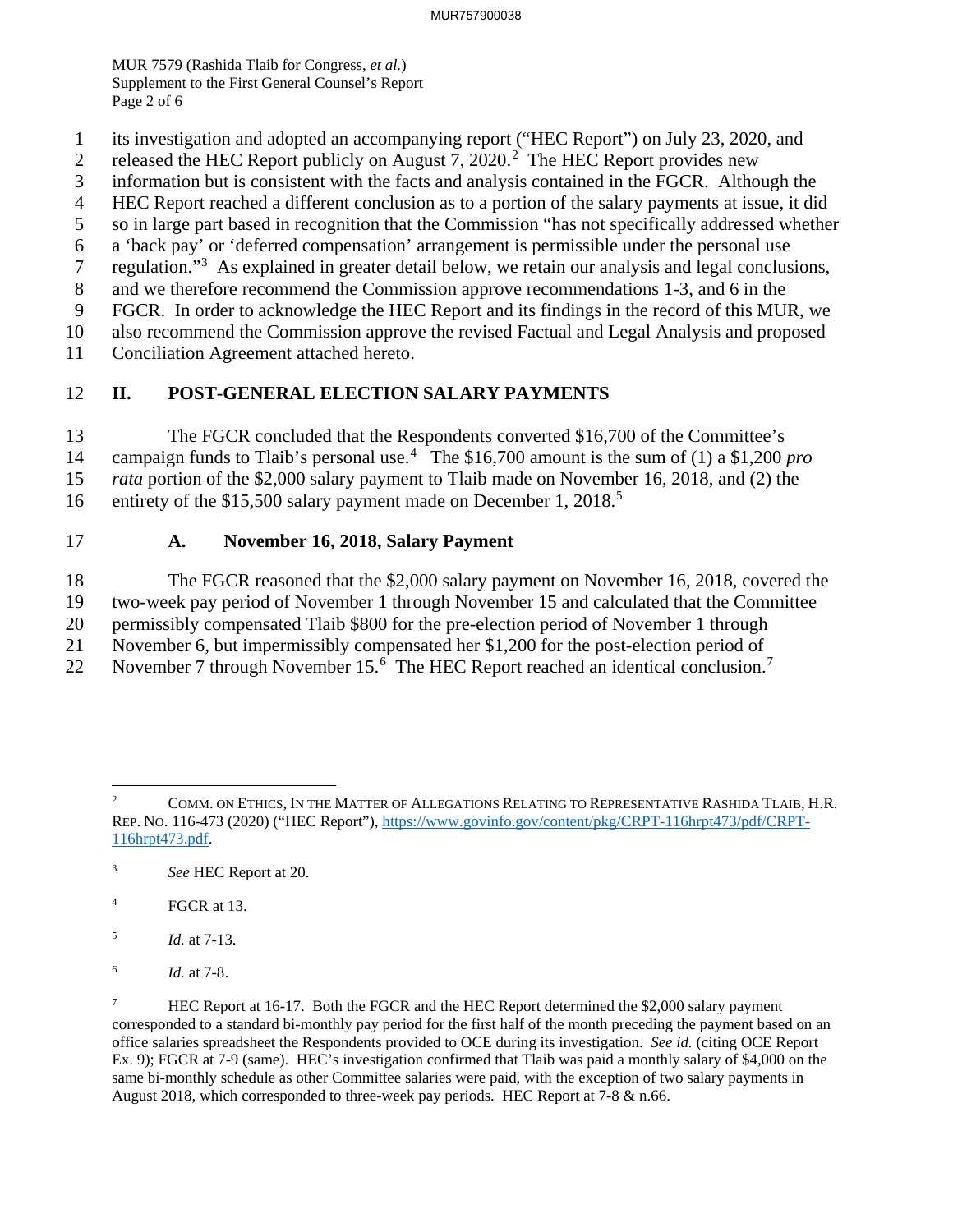its investigation and adopted an accompanying report ("HEC Report") on July 23, 2020, and released the HEC Report publicly on August 7, 2020.[2] The HEC Report provides new information but is consistent with the facts and analysis contained in the FGCR. Although the HEC Report reached a different conclusion as to a portion of the salary payments at issue, it did so in large part based in recognition that the Commission "has not specifically addressed whether a 'back pay' or 'deferred compensation' arrangement is permissible under the personal use regulation."[3] As explained in greater detail below, we retain our analysis and legal conclusions, and we therefore recommend the Commission approve recommendations 1-3, and 6 in the FGCR. In order to acknowledge the HEC Report and its findings in the record of this MUR, we also recommend the Commission approve the revised Factual and Legal Analysis and proposed Conciliation Agreement attached hereto.

## II. POST-GENERAL ELECTION SALARY PAYMENTS

The FGCR concluded that the Respondents converted $16,700 of the Committee's campaign funds to Tlaib's personal use.[4] The $16,700 amount is the sum of (1) a $1,200 *pro rata* portion of the $2,000 salary payment to Tlaib made on November 16, 2018, and (2) the entirety of the $15,500 salary payment made on December 1, 2018.[5]

### A. November 16, 2018, Salary Payment

The FGCR reasoned that the $2,000 salary payment on November 16, 2018, covered the two-week pay period of November 1 through November 15 and calculated that the Committee permissibly compensated Tlaib $800 for the pre-election period of November 1 through November 6, but impermissibly compensated her $1,200 for the post-election period of November 7 through November 15.[6] The HEC Report reached an identical conclusion.[7]

---

[2] COMM. ON ETHICS, IN THE MATTER OF ALLEGATIONS RELATING TO REPRESENTATIVE RASHIDA TLAIB, H.R. REP. NO. 116-473 (2020) ("HEC Report"), https://www.govinfo.gov/content/pkg/CRPT-116hrpt473/pdf/CRPT-116hrpt473.pdf.

[3] *See* HEC Report at 20.

[4] FGCR at 13.

[5] *Id.* at 7-13.

[6] *Id.* at 7-8.

[7] HEC Report at 16-17. Both the FGCR and the HEC Report determined the $2,000 salary payment corresponded to a standard bi-monthly pay period for the first half of the month preceding the payment based on an office salaries spreadsheet the Respondents provided to OCE during its investigation. *See id.* (citing OCE Report Ex. 9); FGCR at 7-9 (same). HEC's investigation confirmed that Tlaib was paid a monthly salary of $4,000 on the same bi-monthly schedule as other Committee salaries were paid, with the exception of two salary payments in August 2018, which corresponded to three-week pay periods. HEC Report at 7-8 & n.66.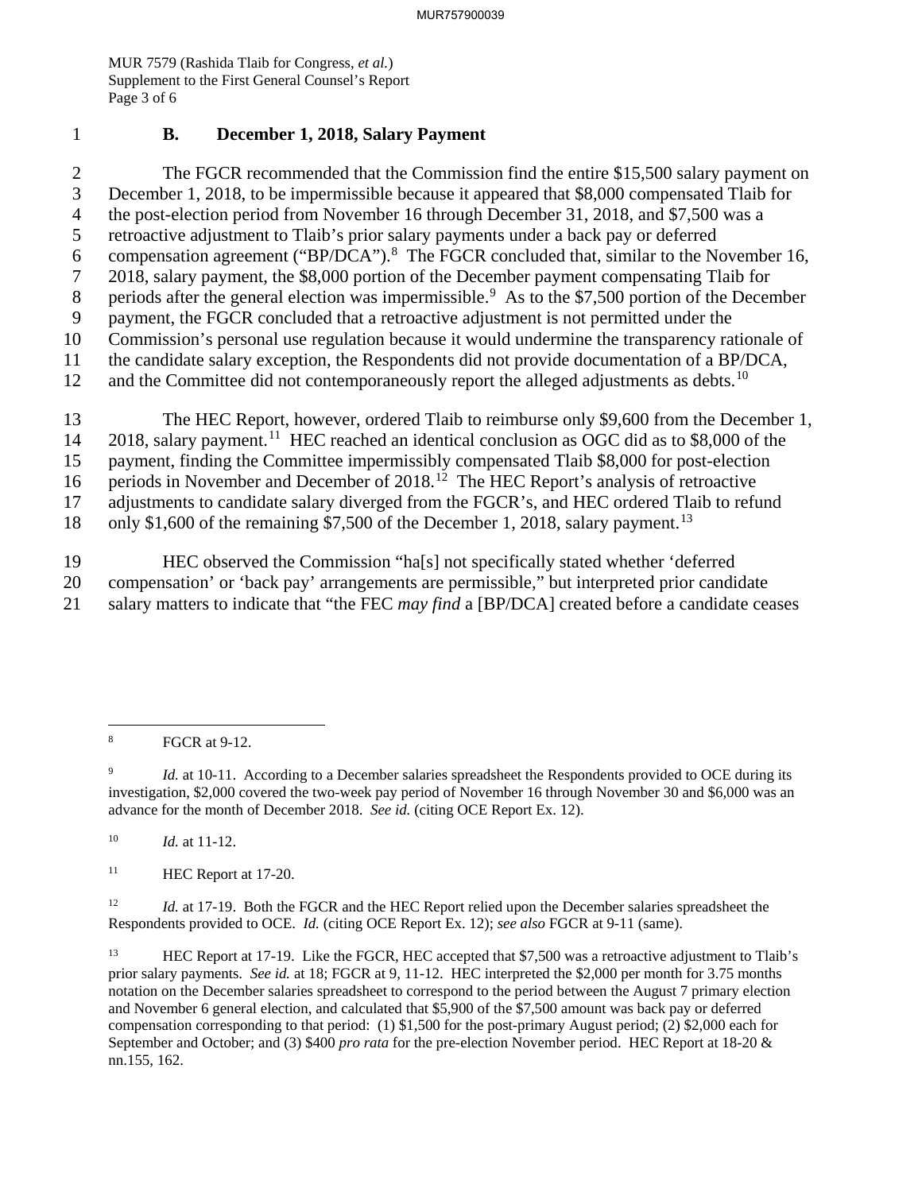### B. December 1, 2018, Salary Payment

The FGCR recommended that the Commission find the entire $15,500 salary payment on December 1, 2018, to be impermissible because it appeared that $8,000 compensated Tlaib for the post-election period from November 16 through December 31, 2018, and $7,500 was a retroactive adjustment to Tlaib's prior salary payments under a back pay or deferred compensation agreement ("BP/DCA").[8] The FGCR concluded that, similar to the November 16, 2018, salary payment, the $8,000 portion of the December payment compensating Tlaib for periods after the general election was impermissible.[9] As to the $7,500 portion of the December payment, the FGCR concluded that a retroactive adjustment is not permitted under the Commission's personal use regulation because it would undermine the transparency rationale of the candidate salary exception, the Respondents did not provide documentation of a BP/DCA, and the Committee did not contemporaneously report the alleged adjustments as debts.[10]

The HEC Report, however, ordered Tlaib to reimburse only $9,600 from the December 1, 2018, salary payment.[11] HEC reached an identical conclusion as OGC did as to $8,000 of the payment, finding the Committee impermissibly compensated Tlaib $8,000 for post-election periods in November and December of 2018.[12] The HEC Report's analysis of retroactive adjustments to candidate salary diverged from the FGCR's, and HEC ordered Tlaib to refund only $1,600 of the remaining $7,500 of the December 1, 2018, salary payment.[13]

HEC observed the Commission "ha[s] not specifically stated whether 'deferred compensation' or 'back pay' arrangements are permissible," but interpreted prior candidate salary matters to indicate that "the FEC *may find* a [BP/DCA] created before a candidate ceases

---

[8] FGCR at 9-12.

[9] *Id.* at 10-11. According to a December salaries spreadsheet the Respondents provided to OCE during its investigation, $2,000 covered the two-week pay period of November 16 through November 30 and $6,000 was an advance for the month of December 2018. *See id.* (citing OCE Report Ex. 12).

[10] *Id.* at 11-12.

[11] HEC Report at 17-20.

[12] *Id.* at 17-19. Both the FGCR and the HEC Report relied upon the December salaries spreadsheet the Respondents provided to OCE. *Id.* (citing OCE Report Ex. 12); *see also* FGCR at 9-11 (same).

[13] HEC Report at 17-19. Like the FGCR, HEC accepted that $7,500 was a retroactive adjustment to Tlaib's prior salary payments. *See id.* at 18; FGCR at 9, 11-12. HEC interpreted the $2,000 per month for 3.75 months notation on the December salaries spreadsheet to correspond to the period between the August 7 primary election and November 6 general election, and calculated that $5,900 of the $7,500 amount was back pay or deferred compensation corresponding to that period: (1) $1,500 for the post-primary August period; (2) $2,000 each for September and October; and (3) $400 *pro rata* for the pre-election November period. HEC Report at 18-20 & nn.155, 162.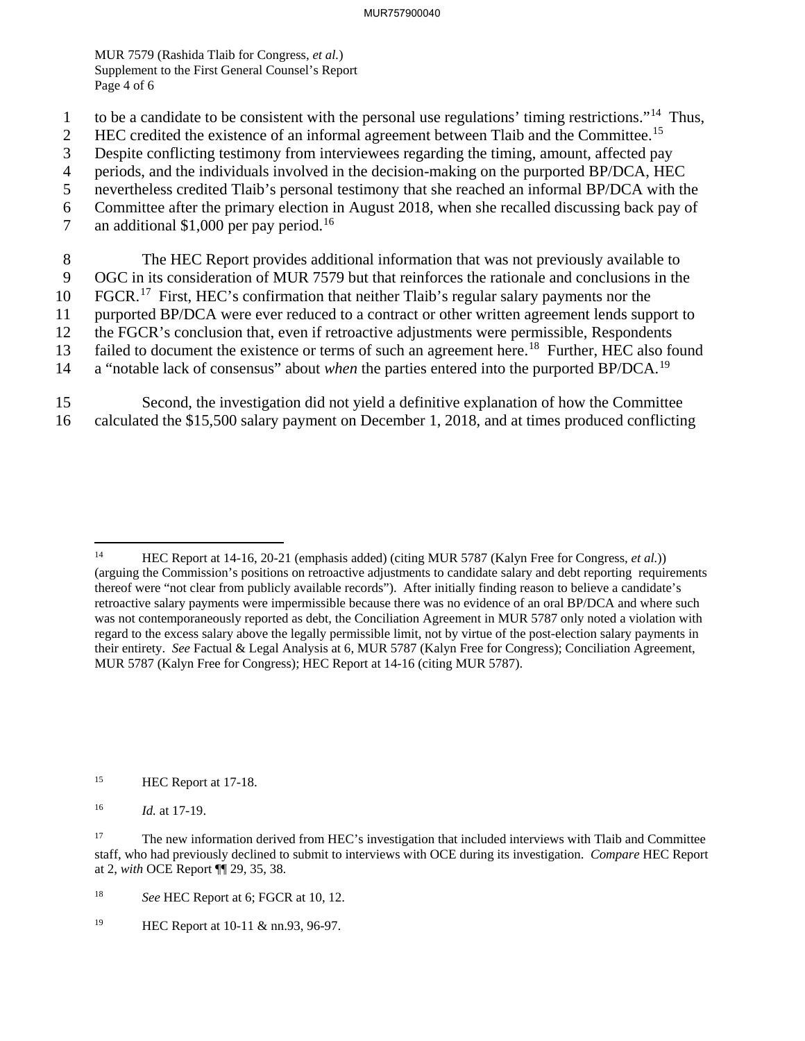to be a candidate to be consistent with the personal use regulations' timing restrictions."[14] Thus, HEC credited the existence of an informal agreement between Tlaib and the Committee.[15] Despite conflicting testimony from interviewees regarding the timing, amount, affected pay periods, and the individuals involved in the decision-making on the purported BP/DCA, HEC nevertheless credited Tlaib's personal testimony that she reached an informal BP/DCA with the Committee after the primary election in August 2018, when she recalled discussing back pay of an additional $1,000 per pay period.[16]

The HEC Report provides additional information that was not previously available to OGC in its consideration of MUR 7579 but that reinforces the rationale and conclusions in the FGCR.[17] First, HEC's confirmation that neither Tlaib's regular salary payments nor the purported BP/DCA were ever reduced to a contract or other written agreement lends support to the FGCR's conclusion that, even if retroactive adjustments were permissible, Respondents failed to document the existence or terms of such an agreement here.[18] Further, HEC also found a "notable lack of consensus" about *when* the parties entered into the purported BP/DCA.[19]

Second, the investigation did not yield a definitive explanation of how the Committee calculated the $15,500 salary payment on December 1, 2018, and at times produced conflicting

---

[14] HEC Report at 14-16, 20-21 (emphasis added) (citing MUR 5787 (Kalyn Free for Congress, *et al.*)) (arguing the Commission's positions on retroactive adjustments to candidate salary and debt reporting requirements thereof were "not clear from publicly available records"). After initially finding reason to believe a candidate's retroactive salary payments were impermissible because there was no evidence of an oral BP/DCA and where such was not contemporaneously reported as debt, the Conciliation Agreement in MUR 5787 only noted a violation with regard to the excess salary above the legally permissible limit, not by virtue of the post-election salary payments in their entirety. *See* Factual & Legal Analysis at 6, MUR 5787 (Kalyn Free for Congress); Conciliation Agreement, MUR 5787 (Kalyn Free for Congress); HEC Report at 14-16 (citing MUR 5787).

[15] HEC Report at 17-18.

[16] *Id.* at 17-19.

[17] The new information derived from HEC's investigation that included interviews with Tlaib and Committee staff, who had previously declined to submit to interviews with OCE during its investigation. *Compare* HEC Report at 2, *with* OCE Report ¶¶ 29, 35, 38.

[18] *See* HEC Report at 6; FGCR at 10, 12.

[19] HEC Report at 10-11 & nn.93, 96-97.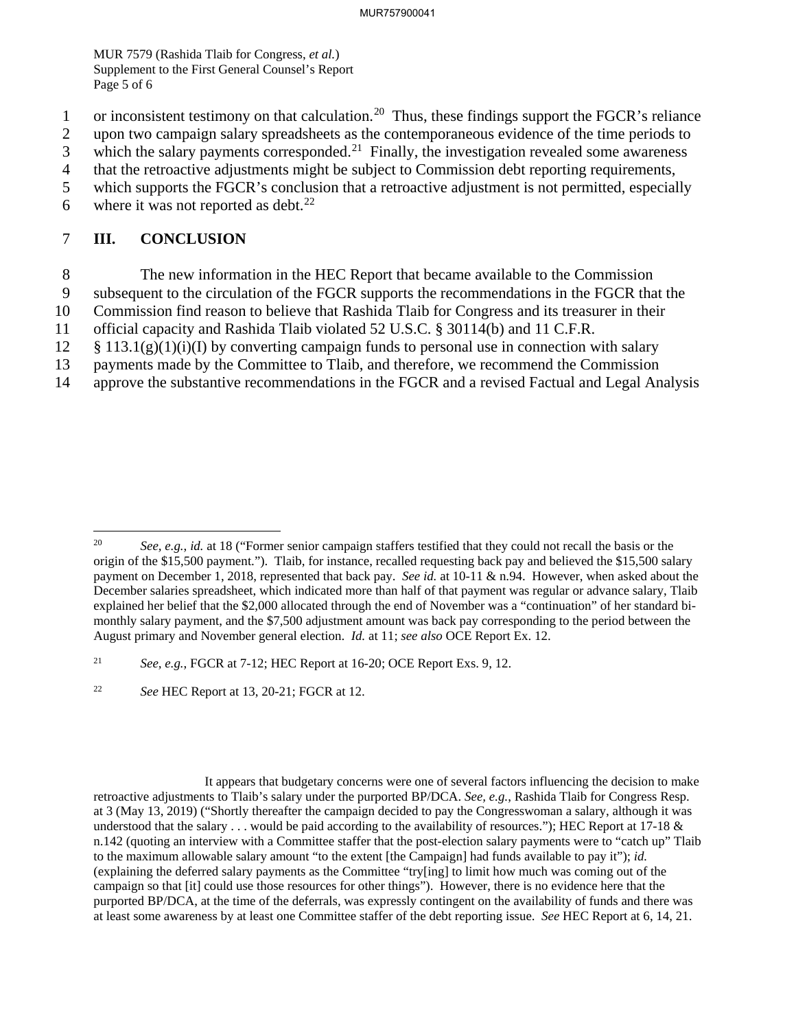or inconsistent testimony on that calculation.[20] Thus, these findings support the FGCR's reliance upon two campaign salary spreadsheets as the contemporaneous evidence of the time periods to which the salary payments corresponded.[21] Finally, the investigation revealed some awareness that the retroactive adjustments might be subject to Commission debt reporting requirements, which supports the FGCR's conclusion that a retroactive adjustment is not permitted, especially where it was not reported as debt.[22]

## III. CONCLUSION

The new information in the HEC Report that became available to the Commission subsequent to the circulation of the FGCR supports the recommendations in the FGCR that the Commission find reason to believe that Rashida Tlaib for Congress and its treasurer in their official capacity and Rashida Tlaib violated 52 U.S.C. § 30114(b) and 11 C.F.R. § 113.1(g)(1)(i)(I) by converting campaign funds to personal use in connection with salary payments made by the Committee to Tlaib, and therefore, we recommend the Commission approve the substantive recommendations in the FGCR and a revised Factual and Legal Analysis

---

[20] *See, e.g.*, *id.* at 18 ("Former senior campaign staffers testified that they could not recall the basis or the origin of the $15,500 payment."). Tlaib, for instance, recalled requesting back pay and believed the $15,500 salary payment on December 1, 2018, represented that back pay. *See id.* at 10-11 & n.94. However, when asked about the December salaries spreadsheet, which indicated more than half of that payment was regular or advance salary, Tlaib explained her belief that the $2,000 allocated through the end of November was a "continuation" of her standard bi-monthly salary payment, and the $7,500 adjustment amount was back pay corresponding to the period between the August primary and November general election. *Id.* at 11; *see also* OCE Report Ex. 12.

[21] *See, e.g.*, FGCR at 7-12; HEC Report at 16-20; OCE Report Exs. 9, 12.

[22] *See* HEC Report at 13, 20-21; FGCR at 12.

It appears that budgetary concerns were one of several factors influencing the decision to make retroactive adjustments to Tlaib's salary under the purported BP/DCA. *See, e.g.*, Rashida Tlaib for Congress Resp. at 3 (May 13, 2019) ("Shortly thereafter the campaign decided to pay the Congresswoman a salary, although it was understood that the salary . . . would be paid according to the availability of resources."); HEC Report at 17-18 & n.142 (quoting an interview with a Committee staffer that the post-election salary payments were to "catch up" Tlaib to the maximum allowable salary amount "to the extent [the Campaign] had funds available to pay it"); *id.* (explaining the deferred salary payments as the Committee "try[ing] to limit how much was coming out of the campaign so that [it] could use those resources for other things"). However, there is no evidence here that the purported BP/DCA, at the time of the deferrals, was expressly contingent on the availability of funds and there was at least some awareness by at least one Committee staffer of the debt reporting issue. *See* HEC Report at 6, 14, 21.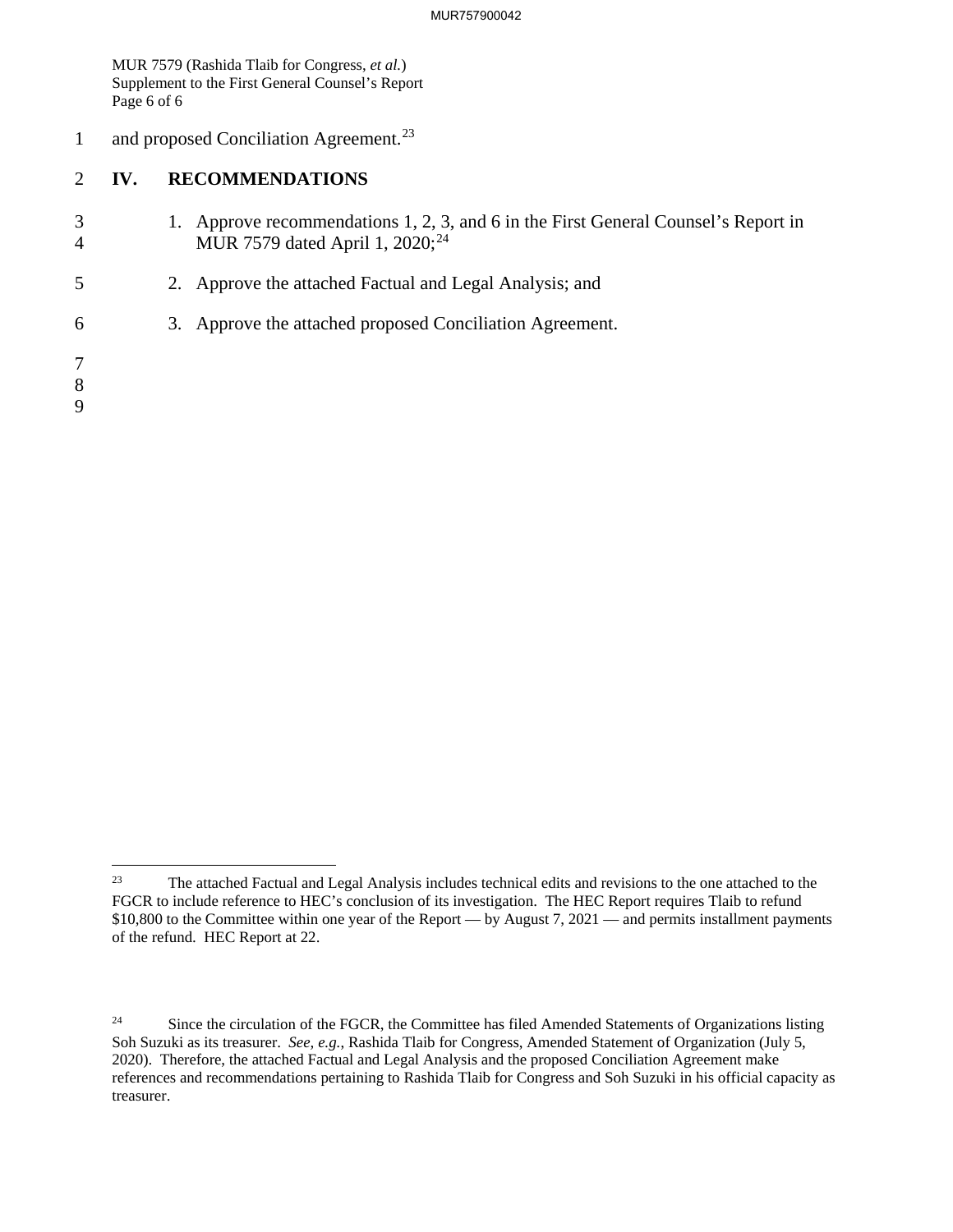and proposed Conciliation Agreement.[23]

## IV. RECOMMENDATIONS

1. Approve recommendations 1, 2, 3, and 6 in the First General Counsel's Report in MUR 7579 dated April 1, 2020;[24]

2. Approve the attached Factual and Legal Analysis; and

3. Approve the attached proposed Conciliation Agreement.

---

[23] The attached Factual and Legal Analysis includes technical edits and revisions to the one attached to the FGCR to include reference to HEC's conclusion of its investigation. The HEC Report requires Tlaib to refund $10,800 to the Committee within one year of the Report — by August 7, 2021 — and permits installment payments of the refund. HEC Report at 22.

[24] Since the circulation of the FGCR, the Committee has filed Amended Statements of Organizations listing Soh Suzuki as its treasurer. *See, e.g.*, Rashida Tlaib for Congress, Amended Statement of Organization (July 5, 2020). Therefore, the attached Factual and Legal Analysis and the proposed Conciliation Agreement make references and recommendations pertaining to Rashida Tlaib for Congress and Soh Suzuki in his official capacity as treasurer.